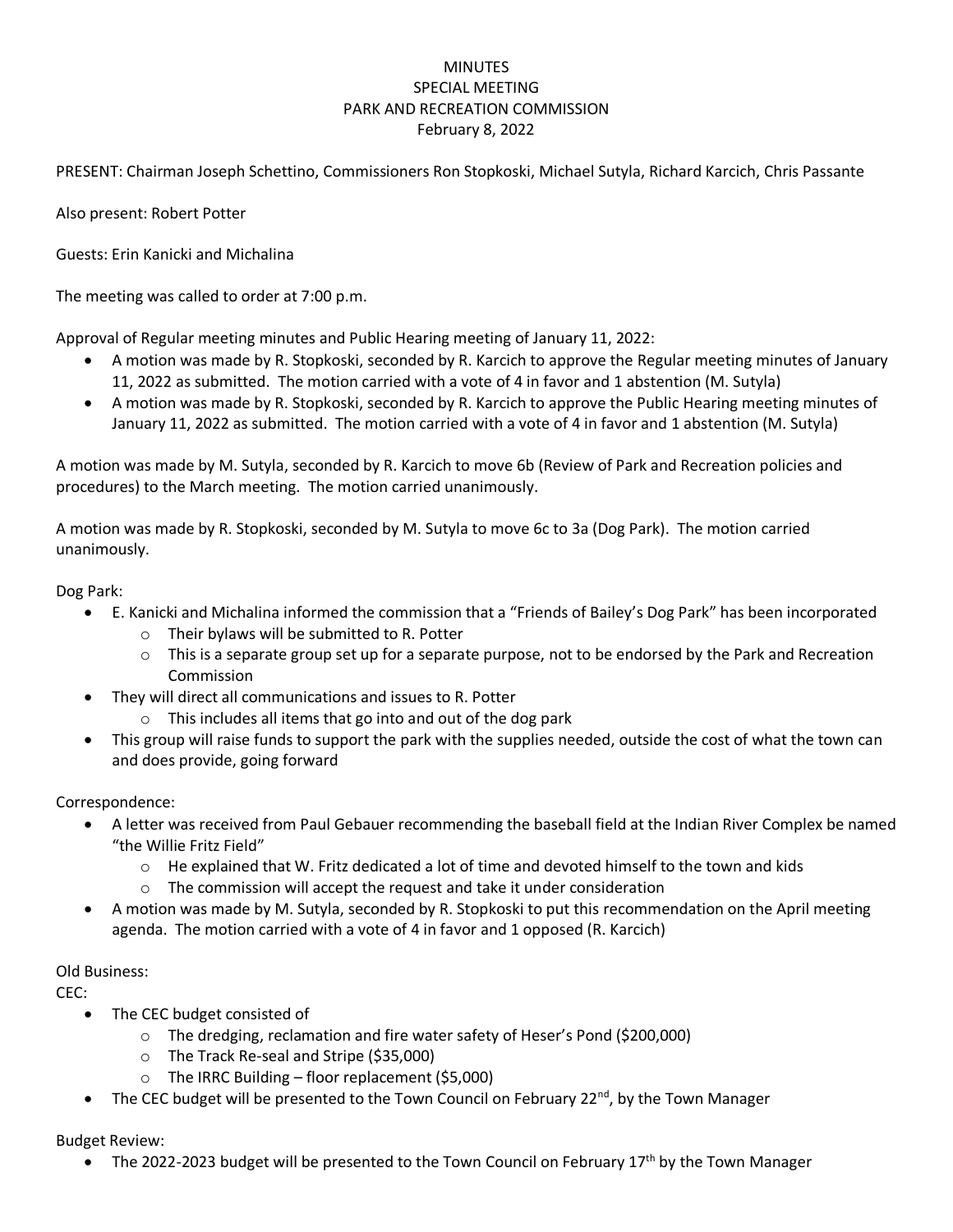# MINUTES
## SPECIAL MEETING
## PARK AND RECREATION COMMISSION
## February 8, 2022

PRESENT: Chairman Joseph Schettino, Commissioners Ron Stopkoski, Michael Sutyla, Richard Karcich, Chris Passante

Also present: Robert Potter

Guests: Erin Kanicki and Michalina

The meeting was called to order at 7:00 p.m.

Approval of Regular meeting minutes and Public Hearing meeting of January 11, 2022:

- A motion was made by R. Stopkoski, seconded by R. Karcich to approve the Regular meeting minutes of January 11, 2022 as submitted. The motion carried with a vote of 4 in favor and 1 abstention (M. Sutyla)
- A motion was made by R. Stopkoski, seconded by R. Karcich to approve the Public Hearing meeting minutes of January 11, 2022 as submitted. The motion carried with a vote of 4 in favor and 1 abstention (M. Sutyla)

A motion was made by M. Sutyla, seconded by R. Karcich to move 6b (Review of Park and Recreation policies and procedures) to the March meeting. The motion carried unanimously.

A motion was made by R. Stopkoski, seconded by M. Sutyla to move 6c to 3a (Dog Park). The motion carried unanimously.

Dog Park:

- E. Kanicki and Michalina informed the commission that a "Friends of Bailey's Dog Park" has been incorporated
  - Their bylaws will be submitted to R. Potter
  - This is a separate group set up for a separate purpose, not to be endorsed by the Park and Recreation Commission
- They will direct all communications and issues to R. Potter
  - This includes all items that go into and out of the dog park
- This group will raise funds to support the park with the supplies needed, outside the cost of what the town can and does provide, going forward

Correspondence:

- A letter was received from Paul Gebauer recommending the baseball field at the Indian River Complex be named "the Willie Fritz Field"
  - He explained that W. Fritz dedicated a lot of time and devoted himself to the town and kids
  - The commission will accept the request and take it under consideration
- A motion was made by M. Sutyla, seconded by R. Stopkoski to put this recommendation on the April meeting agenda. The motion carried with a vote of 4 in favor and 1 opposed (R. Karcich)

Old Business:

CEC:

- The CEC budget consisted of
  - The dredging, reclamation and fire water safety of Heser's Pond ($200,000)
  - The Track Re-seal and Stripe ($35,000)
  - The IRRC Building – floor replacement ($5,000)
- The CEC budget will be presented to the Town Council on February 22nd, by the Town Manager

Budget Review:

- The 2022-2023 budget will be presented to the Town Council on February 17th by the Town Manager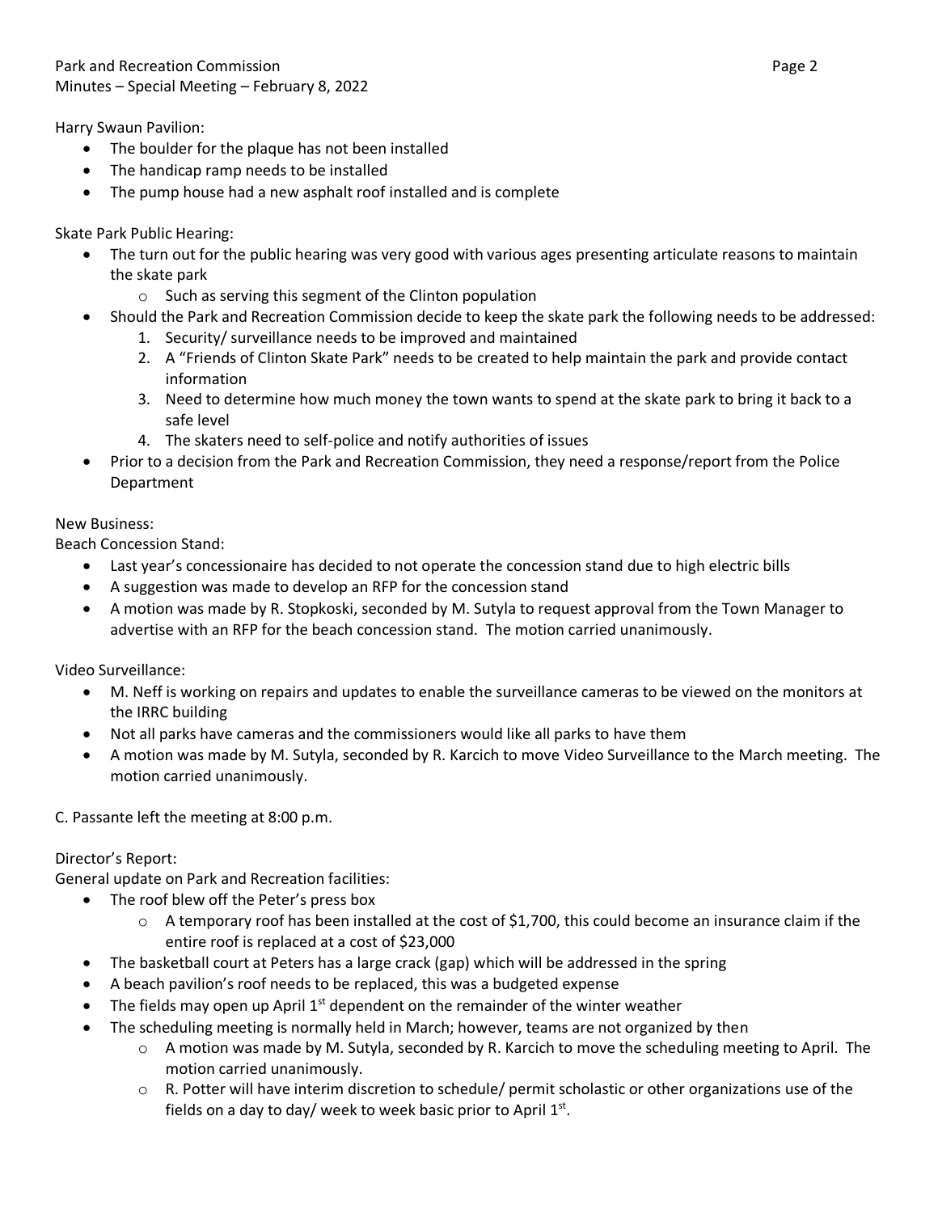Harry Swaun Pavilion:

- The boulder for the plaque has not been installed
- The handicap ramp needs to be installed
- The pump house had a new asphalt roof installed and is complete

Skate Park Public Hearing:

- The turn out for the public hearing was very good with various ages presenting articulate reasons to maintain the skate park
  - Such as serving this segment of the Clinton population
- Should the Park and Recreation Commission decide to keep the skate park the following needs to be addressed:
  1. Security/ surveillance needs to be improved and maintained
  2. A "Friends of Clinton Skate Park" needs to be created to help maintain the park and provide contact information
  3. Need to determine how much money the town wants to spend at the skate park to bring it back to a safe level
  4. The skaters need to self-police and notify authorities of issues
- Prior to a decision from the Park and Recreation Commission, they need a response/report from the Police Department

New Business:

Beach Concession Stand:

- Last year's concessionaire has decided to not operate the concession stand due to high electric bills
- A suggestion was made to develop an RFP for the concession stand
- A motion was made by R. Stopkoski, seconded by M. Sutyla to request approval from the Town Manager to advertise with an RFP for the beach concession stand. The motion carried unanimously.

Video Surveillance:

- M. Neff is working on repairs and updates to enable the surveillance cameras to be viewed on the monitors at the IRRC building
- Not all parks have cameras and the commissioners would like all parks to have them
- A motion was made by M. Sutyla, seconded by R. Karcich to move Video Surveillance to the March meeting. The motion carried unanimously.

C. Passante left the meeting at 8:00 p.m.

Director's Report:

General update on Park and Recreation facilities:

- The roof blew off the Peter's press box
  - A temporary roof has been installed at the cost of $1,700, this could become an insurance claim if the entire roof is replaced at a cost of $23,000
- The basketball court at Peters has a large crack (gap) which will be addressed in the spring
- A beach pavilion's roof needs to be replaced, this was a budgeted expense
- The fields may open up April 1st dependent on the remainder of the winter weather
- The scheduling meeting is normally held in March; however, teams are not organized by then
  - A motion was made by M. Sutyla, seconded by R. Karcich to move the scheduling meeting to April. The motion carried unanimously.
  - R. Potter will have interim discretion to schedule/ permit scholastic or other organizations use of the fields on a day to day/ week to week basic prior to April 1st.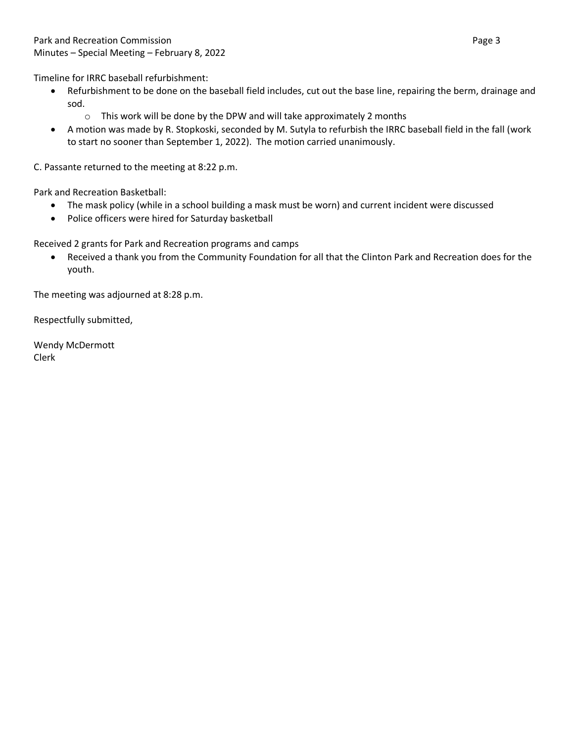Timeline for IRRC baseball refurbishment:

- Refurbishment to be done on the baseball field includes, cut out the base line, repairing the berm, drainage and sod.
    - This work will be done by the DPW and will take approximately 2 months
- A motion was made by R. Stopkoski, seconded by M. Sutyla to refurbish the IRRC baseball field in the fall (work to start no sooner than September 1, 2022). The motion carried unanimously.

C. Passante returned to the meeting at 8:22 p.m.

Park and Recreation Basketball:

- The mask policy (while in a school building a mask must be worn) and current incident were discussed
- Police officers were hired for Saturday basketball

Received 2 grants for Park and Recreation programs and camps

- Received a thank you from the Community Foundation for all that the Clinton Park and Recreation does for the youth.

The meeting was adjourned at 8:28 p.m.

Respectfully submitted,

Wendy McDermott
Clerk